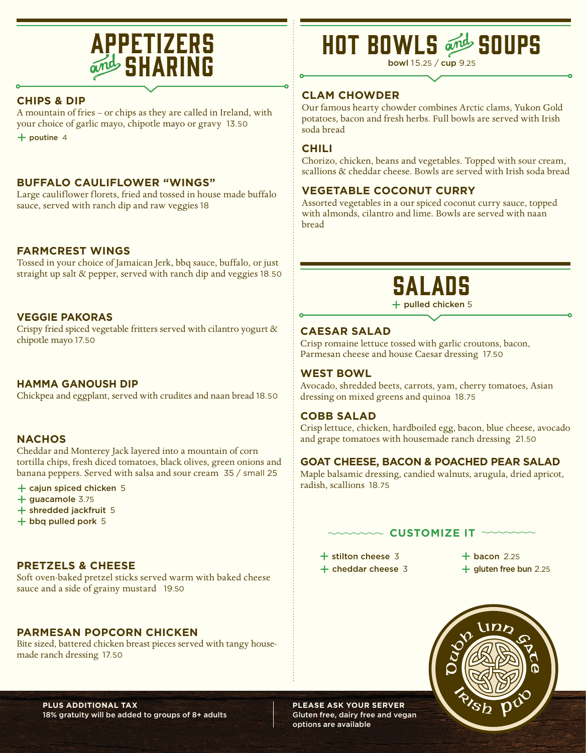# APPETIZERS and SHARING

### CHIPS & DIP

A mountain of fries – or chips as they are called in Ireland, with your choice of garlic mayo, chipotle mayo or gravy 13.50

+ poutine 4

### BUFFALO CAULIFLOWER "WINGS"

Large cauliflower florets, fried and tossed in house made buffalo sauce, served with ranch dip and raw veggies 18

### FARMCREST WINGS

Tossed in your choice of Jamaican Jerk, bbq sauce, buffalo, or just straight up salt & pepper, served with ranch dip and veggies 18.50

### VEGGIE PAKORAS

Crispy fried spiced vegetable fritters served with cilantro yogurt & chipotle mayo 17.50

### HAMMA GANOUSH DIP

Chickpea and eggplant, served with crudites and naan bread 18.50

### NACHOS

Cheddar and Monterey Jack layered into a mountain of corn tortilla chips, fresh diced tomatoes, black olives, green onions and banana peppers. Served with salsa and sour cream 35 / small 25

+ cajun spiced chicken 5
+ guacamole 3.75
+ shredded jackfruit 5
+ bbq pulled pork 5

### PRETZELS & CHEESE

Soft oven-baked pretzel sticks served warm with baked cheese sauce and a side of grainy mustard 19.50

### PARMESAN POPCORN CHICKEN

Bite sized, battered chicken breast pieces served with tangy house-made ranch dressing 17.50

# HOT BOWLS and SOUPS

bowl 15.25 / cup 9.25

### CLAM CHOWDER

Our famous hearty chowder combines Arctic clams, Yukon Gold potatoes, bacon and fresh herbs. Full bowls are served with Irish soda bread

### CHILI

Chorizo, chicken, beans and vegetables. Topped with sour cream, scallions & cheddar cheese. Bowls are served with Irish soda bread

### VEGETABLE COCONUT CURRY

Assorted vegetables in a our spiced coconut curry sauce, topped with almonds, cilantro and lime. Bowls are served with naan bread

# SALADS

+ pulled chicken 5

### CAESAR SALAD

Crisp romaine lettuce tossed with garlic croutons, bacon, Parmesan cheese and house Caesar dressing 17.50

### WEST BOWL

Avocado, shredded beets, carrots, yam, cherry tomatoes, Asian dressing on mixed greens and quinoa 18.75

### COBB SALAD

Crisp lettuce, chicken, hardboiled egg, bacon, blue cheese, avocado and grape tomatoes with housemade ranch dressing 21.50

### GOAT CHEESE, BACON & POACHED PEAR SALAD

Maple balsamic dressing, candied walnuts, arugula, dried apricot, radish, scallions 18.75

### CUSTOMIZE IT

+ stilton cheese 3
+ cheddar cheese 3
+ bacon 2.25
+ gluten free bun 2.25

Dubh Linn Gate Irish Pub

**PLUS ADDITIONAL TAX**
18% gratuity will be added to groups of 8+ adults

**PLEASE ASK YOUR SERVER**
Gluten free, dairy free and vegan options are available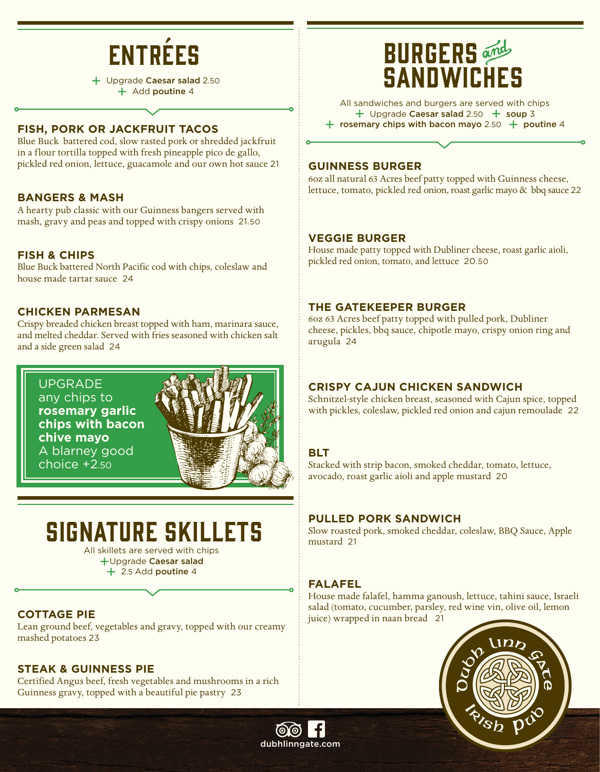# ENTRÉES

+ Upgrade **Caesar salad** 2.50
+ Add **poutine** 4

### FISH, PORK OR JACKFRUIT TACOS

Blue Buck battered cod, slow rasted pork or shredded jackfruit in a flour tortilla topped with fresh pineapple pico de gallo, pickled red onion, lettuce, guacamole and our own hot sauce 21

### BANGERS & MASH

A hearty pub classic with our Guinness bangers served with mash, gravy and peas and topped with crispy onions 21.50

### FISH & CHIPS

Blue Buck battered North Pacific cod with chips, coleslaw and house made tartar sauce 24

### CHICKEN PARMESAN

Crispy breaded chicken breast topped with ham, marinara sauce, and melted cheddar. Served with fries seasoned with chicken salt and a side green salad 24

UPGRADE any chips to **rosemary garlic chips with bacon chive mayo** A blarney good choice +2.50

# SIGNATURE SKILLETS

All skillets are served with chips
+ Upgrade **Caesar salad**
+ 2.5 Add **poutine** 4

### COTTAGE PIE

Lean ground beef, vegetables and gravy, topped with our creamy mashed potatoes 23

### STEAK & GUINNESS PIE

Certified Angus beef, fresh vegetables and mushrooms in a rich Guinness gravy, topped with a beautiful pie pastry 23

# BURGERS and SANDWICHES

All sandwiches and burgers are served with chips
+ Upgrade **Caesar salad** 2.50 + **soup** 3
+ **rosemary chips with bacon mayo** 2.50 + **poutine** 4

### GUINNESS BURGER

6oz all natural 63 Acres beef patty topped with Guinness cheese, lettuce, tomato, pickled red onion, roast garlic mayo & bbq sauce 22

### VEGGIE BURGER

House made patty topped with Dubliner cheese, roast garlic aioli, pickled red onion, tomato, and lettuce 20.50

### THE GATEKEEPER BURGER

6oz 63 Acres beef patty topped with pulled pork, Dubliner cheese, pickles, bbq sauce, chipotle mayo, crispy onion ring and arugula 24

### CRISPY CAJUN CHICKEN SANDWICH

Schnitzel-style chicken breast, seasoned with Cajun spice, topped with pickles, coleslaw, pickled red onion and cajun remoulade 22

### BLT

Stacked with strip bacon, smoked cheddar, tomato, lettuce, avocado, roast garlic aioli and apple mustard 20

### PULLED PORK SANDWICH

Slow roasted pork, smoked cheddar, coleslaw, BBQ Sauce, Apple mustard 21

### FALAFEL

House made falafel, hamma ganoush, lettuce, tahini sauce, Israeli salad (tomato, cucumber, parsley, red wine vin, olive oil, lemon juice) wrapped in naan bread 21

Dubh Linn Gate Irish Pub

dubhlinngate.com